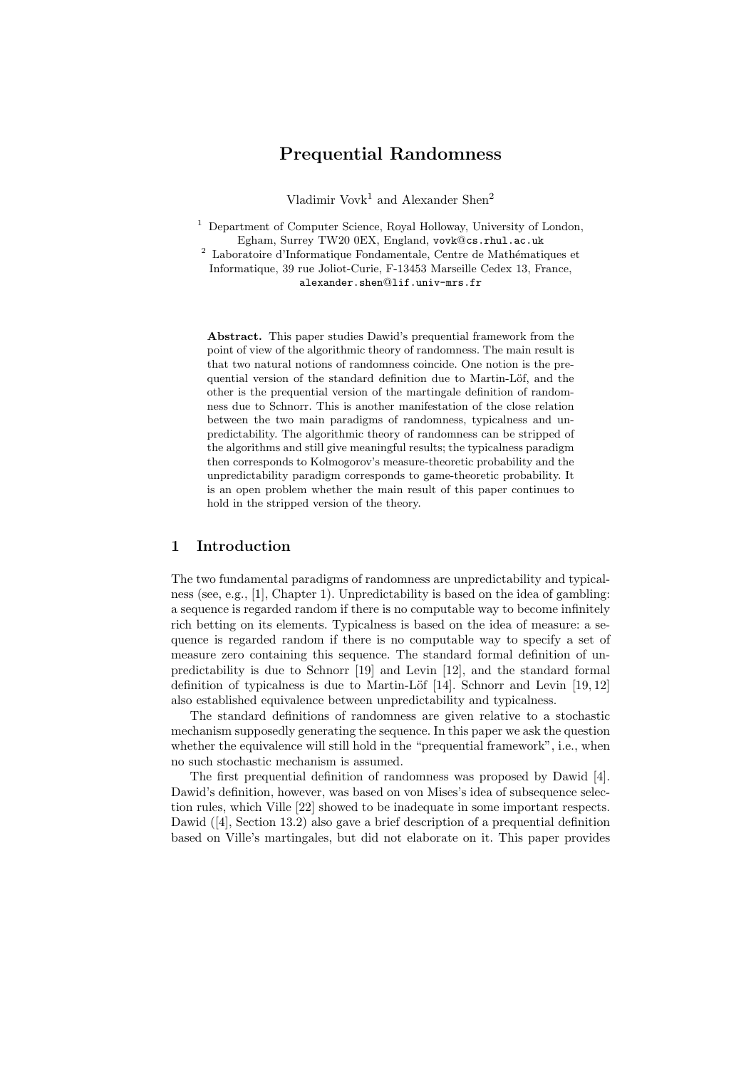# Prequential Randomness

Vladimir Vovk[1] and Alexander Shen[2]

[1] Department of Computer Science, Royal Holloway, University of London, Egham, Surrey TW20 0EX, England, vovk@cs.rhul.ac.uk

[2] Laboratoire d'Informatique Fondamentale, Centre de Mathématiques et Informatique, 39 rue Joliot-Curie, F-13453 Marseille Cedex 13, France, alexander.shen@lif.univ-mrs.fr

**Abstract.** This paper studies Dawid's prequential framework from the point of view of the algorithmic theory of randomness. The main result is that two natural notions of randomness coincide. One notion is the prequential version of the standard definition due to Martin-Löf, and the other is the prequential version of the martingale definition of randomness due to Schnorr. This is another manifestation of the close relation between the two main paradigms of randomness, typicalness and unpredictability. The algorithmic theory of randomness can be stripped of the algorithms and still give meaningful results; the typicalness paradigm then corresponds to Kolmogorov's measure-theoretic probability and the unpredictability paradigm corresponds to game-theoretic probability. It is an open problem whether the main result of this paper continues to hold in the stripped version of the theory.

## 1 Introduction

The two fundamental paradigms of randomness are unpredictability and typicalness (see, e.g., [1], Chapter 1). Unpredictability is based on the idea of gambling: a sequence is regarded random if there is no computable way to become infinitely rich betting on its elements. Typicalness is based on the idea of measure: a sequence is regarded random if there is no computable way to specify a set of measure zero containing this sequence. The standard formal definition of unpredictability is due to Schnorr [19] and Levin [12], and the standard formal definition of typicalness is due to Martin-Löf [14]. Schnorr and Levin [19, 12] also established equivalence between unpredictability and typicalness.

The standard definitions of randomness are given relative to a stochastic mechanism supposedly generating the sequence. In this paper we ask the question whether the equivalence will still hold in the "prequential framework", i.e., when no such stochastic mechanism is assumed.

The first prequential definition of randomness was proposed by Dawid [4]. Dawid's definition, however, was based on von Mises's idea of subsequence selection rules, which Ville [22] showed to be inadequate in some important respects. Dawid ([4], Section 13.2) also gave a brief description of a prequential definition based on Ville's martingales, but did not elaborate on it. This paper provides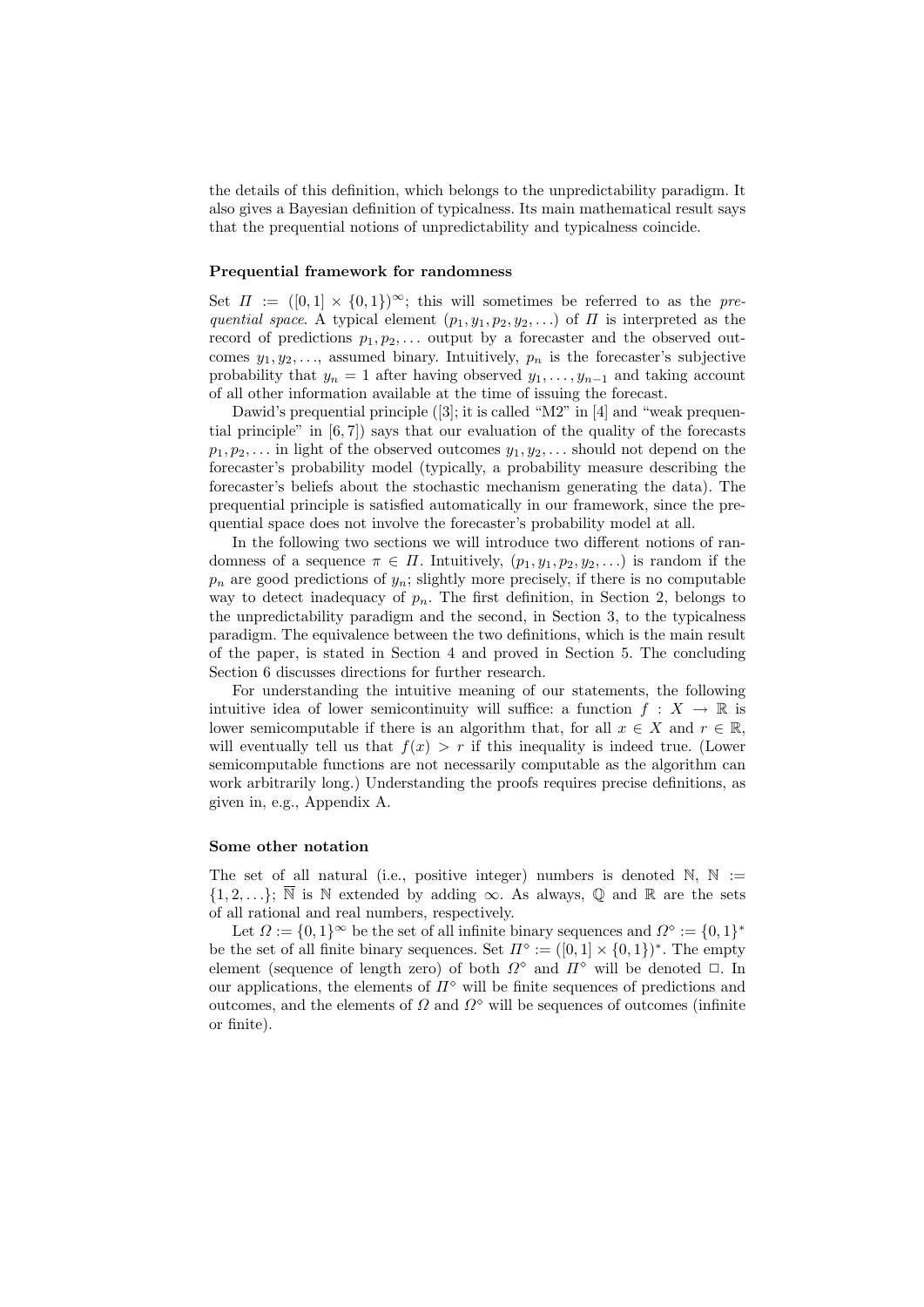the details of this definition, which belongs to the unpredictability paradigm. It also gives a Bayesian definition of typicalness. Its main mathematical result says that the prequential notions of unpredictability and typicalness coincide.

### Prequential framework for randomness

Set $\Pi := ([0,1] \times \{0,1\})^\infty$; this will sometimes be referred to as the *prequential space*. A typical element $(p_1, y_1, p_2, y_2, \ldots)$ of $\Pi$ is interpreted as the record of predictions $p_1, p_2, \ldots$ output by a forecaster and the observed outcomes $y_1, y_2, \ldots$, assumed binary. Intuitively, $p_n$ is the forecaster's subjective probability that $y_n = 1$ after having observed $y_1, \ldots, y_{n-1}$ and taking account of all other information available at the time of issuing the forecast.

Dawid's prequential principle ([3]; it is called "M2" in [4] and "weak prequential principle" in [6, 7]) says that our evaluation of the quality of the forecasts $p_1, p_2, \ldots$ in light of the observed outcomes $y_1, y_2, \ldots$ should not depend on the forecaster's probability model (typically, a probability measure describing the forecaster's beliefs about the stochastic mechanism generating the data). The prequential principle is satisfied automatically in our framework, since the prequential space does not involve the forecaster's probability model at all.

In the following two sections we will introduce two different notions of randomness of a sequence $\pi \in \Pi$. Intuitively, $(p_1, y_1, p_2, y_2, \ldots)$ is random if the $p_n$ are good predictions of $y_n$; slightly more precisely, if there is no computable way to detect inadequacy of $p_n$. The first definition, in Section 2, belongs to the unpredictability paradigm and the second, in Section 3, to the typicalness paradigm. The equivalence between the two definitions, which is the main result of the paper, is stated in Section 4 and proved in Section 5. The concluding Section 6 discusses directions for further research.

For understanding the intuitive meaning of our statements, the following intuitive idea of lower semicontinuity will suffice: a function $f : X \to \mathbb{R}$ is lower semicomputable if there is an algorithm that, for all $x \in X$ and $r \in \mathbb{R}$, will eventually tell us that $f(x) > r$ if this inequality is indeed true. (Lower semicomputable functions are not necessarily computable as the algorithm can work arbitrarily long.) Understanding the proofs requires precise definitions, as given in, e.g., Appendix A.

### Some other notation

The set of all natural (i.e., positive integer) numbers is denoted $\mathbb{N}$, $\mathbb{N} := \{1, 2, \ldots\}$; $\overline{\mathbb{N}}$ is $\mathbb{N}$ extended by adding $\infty$. As always, $\mathbb{Q}$ and $\mathbb{R}$ are the sets of all rational and real numbers, respectively.

Let $\Omega := \{0,1\}^\infty$ be the set of all infinite binary sequences and $\Omega^\diamond := \{0,1\}^*$ be the set of all finite binary sequences. Set $\Pi^\diamond := ([0,1] \times \{0,1\})^*$. The empty element (sequence of length zero) of both $\Omega^\diamond$ and $\Pi^\diamond$ will be denoted $\Box$. In our applications, the elements of $\Pi^\diamond$ will be finite sequences of predictions and outcomes, and the elements of $\Omega$ and $\Omega^\diamond$ will be sequences of outcomes (infinite or finite).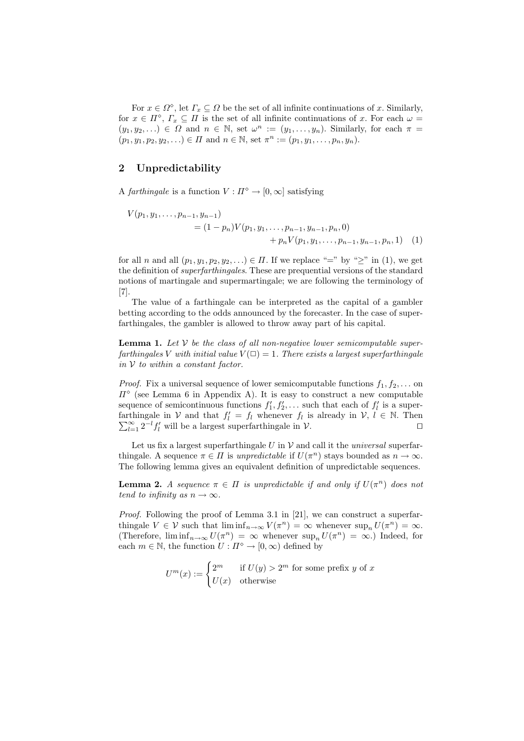For $x \in \Omega^\diamond$, let $\Gamma_x \subseteq \Omega$ be the set of all infinite continuations of $x$. Similarly, for $x \in \Pi^\diamond$, $\Gamma_x \subseteq \Pi$ is the set of all infinite continuations of $x$. For each $\omega = (y_1, y_2, \ldots) \in \Omega$ and $n \in \mathbb{N}$, set $\omega^n := (y_1, \ldots, y_n)$. Similarly, for each $\pi = (p_1, y_1, p_2, y_2, \ldots) \in \Pi$ and $n \in \mathbb{N}$, set $\pi^n := (p_1, y_1, \ldots, p_n, y_n)$.

## 2 Unpredictability

A *farthingale* is a function $V : \Pi^\diamond \to [0, \infty]$ satisfying

$$
\begin{aligned}
V(p_1, y_1, \ldots, p_{n-1}, y_{n-1}) \\
&= (1 - p_n) V(p_1, y_1, \ldots, p_{n-1}, y_{n-1}, p_n, 0) \\
&\quad + p_n V(p_1, y_1, \ldots, p_{n-1}, y_{n-1}, p_n, 1) \quad (1)
\end{aligned}
$$

for all $n$ and all $(p_1, y_1, p_2, y_2, \ldots) \in \Pi$. If we replace "$=$" by "$\geq$" in (1), we get the definition of *superfarthingales*. These are prequential versions of the standard notions of martingale and supermartingale; we are following the terminology of [7].

The value of a farthingale can be interpreted as the capital of a gambler betting according to the odds announced by the forecaster. In the case of superfarthingales, the gambler is allowed to throw away part of his capital.

**Lemma 1.** *Let $\mathcal{V}$ be the class of all non-negative lower semicomputable superfarthingales $V$ with initial value $V(\Box) = 1$. There exists a largest superfarthingale in $\mathcal{V}$ to within a constant factor.*

*Proof.* Fix a universal sequence of lower semicomputable functions $f_1, f_2, \ldots$ on $\Pi^\diamond$ (see Lemma 6 in Appendix A). It is easy to construct a new computable sequence of semicontinuous functions $f'_1, f'_2, \ldots$ such that each of $f'_l$ is a superfarthingale in $\mathcal{V}$ and that $f'_l = f_l$ whenever $f_l$ is already in $\mathcal{V}$, $l \in \mathbb{N}$. Then $\sum_{l=1}^{\infty} 2^{-l} f'_l$ will be a largest superfarthingale in $\mathcal{V}$. ⊓⊔

Let us fix a largest superfarthingale $U$ in $\mathcal{V}$ and call it the *universal* superfarthingale. A sequence $\pi \in \Pi$ is *unpredictable* if $U(\pi^n)$ stays bounded as $n \to \infty$. The following lemma gives an equivalent definition of unpredictable sequences.

**Lemma 2.** *A sequence $\pi \in \Pi$ is unpredictable if and only if $U(\pi^n)$ does not tend to infinity as $n \to \infty$.*

*Proof.* Following the proof of Lemma 3.1 in [21], we can construct a superfarthingale $V \in \mathcal{V}$ such that $\liminf_{n\to\infty} V(\pi^n) = \infty$ whenever $\sup_n U(\pi^n) = \infty$. (Therefore, $\liminf_{n\to\infty} U(\pi^n) = \infty$ whenever $\sup_n U(\pi^n) = \infty$.) Indeed, for each $m \in \mathbb{N}$, the function $U : \Pi^\diamond \to [0, \infty)$ defined by

$$
U^m(x) := \begin{cases} 2^m & \text{if } U(y) > 2^m \text{ for some prefix } y \text{ of } x \\ U(x) & \text{otherwise} \end{cases}
$$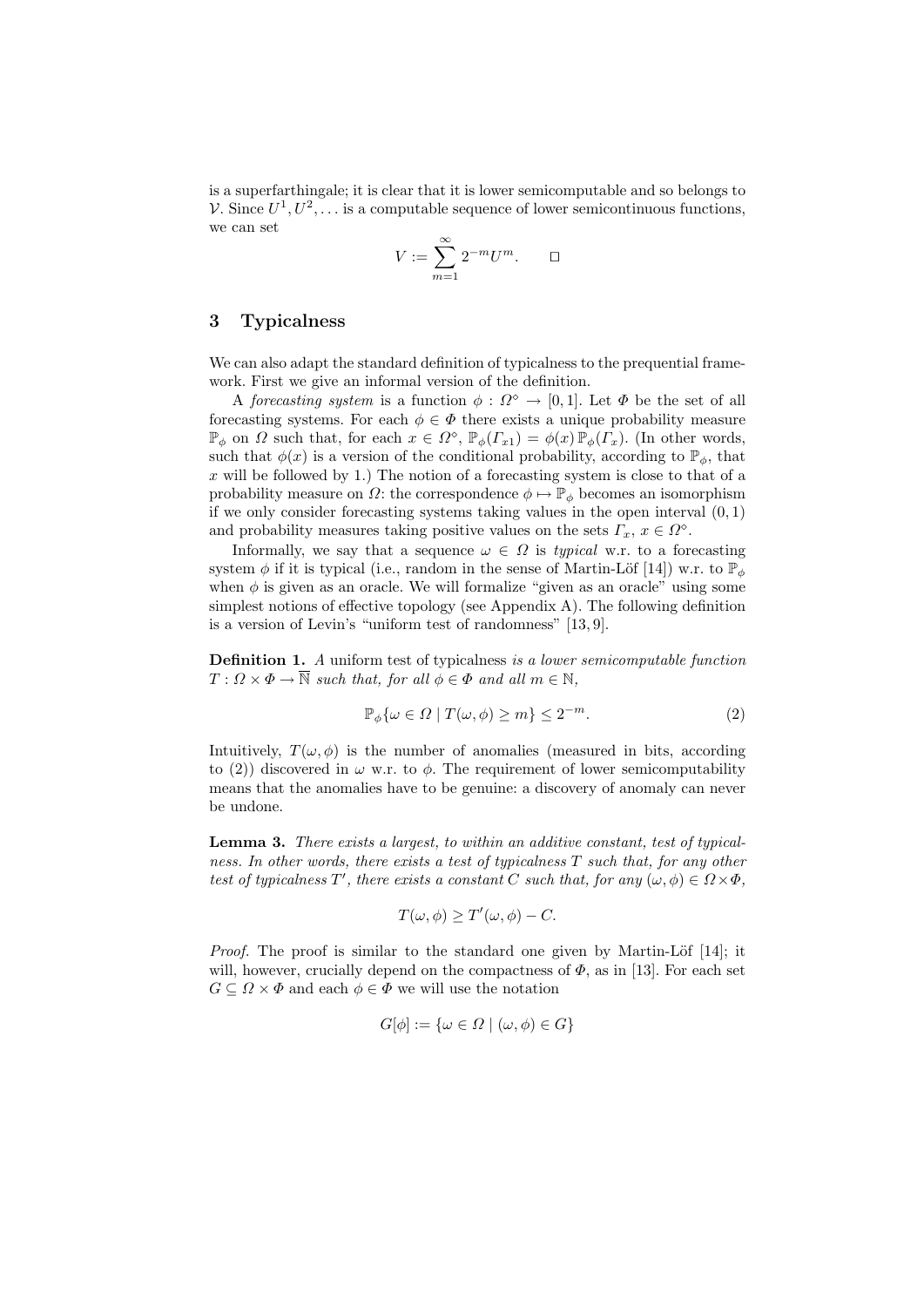is a superfarthingale; it is clear that it is lower semicomputable and so belongs to $\mathcal{V}$. Since $U^1, U^2, \ldots$ is a computable sequence of lower semicontinuous functions, we can set

$$V := \sum_{m=1}^{\infty} 2^{-m} U^m. \qquad \square$$

## 3 Typicalness

We can also adapt the standard definition of typicalness to the prequential framework. First we give an informal version of the definition.

A *forecasting system* is a function $\phi : \Omega^\diamond \to [0,1]$. Let $\Phi$ be the set of all forecasting systems. For each $\phi \in \Phi$ there exists a unique probability measure $\mathbb{P}_\phi$ on $\Omega$ such that, for each $x \in \Omega^\diamond$, $\mathbb{P}_\phi(\Gamma_{x1}) = \phi(x)\,\mathbb{P}_\phi(\Gamma_x)$. (In other words, such that $\phi(x)$ is a version of the conditional probability, according to $\mathbb{P}_\phi$, that $x$ will be followed by 1.) The notion of a forecasting system is close to that of a probability measure on $\Omega$: the correspondence $\phi \mapsto \mathbb{P}_\phi$ becomes an isomorphism if we only consider forecasting systems taking values in the open interval $(0,1)$ and probability measures taking positive values on the sets $\Gamma_x$, $x \in \Omega^\diamond$.

Informally, we say that a sequence $\omega \in \Omega$ is *typical* w.r.t. a forecasting system $\phi$ if it is typical (i.e., random in the sense of Martin-Löf [14]) w.r.t. $\mathbb{P}_\phi$ when $\phi$ is given as an oracle. We will formalize "given as an oracle" using some simplest notions of effective topology (see Appendix A). The following definition is a version of Levin's "uniform test of randomness" [13, 9].

**Definition 1.** *A* uniform test of typicalness *is a lower semicomputable function $T : \Omega \times \Phi \to \overline{\mathbb{N}}$ such that, for all $\phi \in \Phi$ and all $m \in \mathbb{N}$,*

$$\mathbb{P}_\phi\{\omega \in \Omega \mid T(\omega, \phi) \geq m\} \leq 2^{-m}. \tag{2}$$

Intuitively, $T(\omega, \phi)$ is the number of anomalies (measured in bits, according to (2)) discovered in $\omega$ w.r.t. $\phi$. The requirement of lower semicomputability means that the anomalies have to be genuine: a discovery of anomaly can never be undone.

**Lemma 3.** *There exists a largest, to within an additive constant, test of typicalness. In other words, there exists a test of typicalness $T$ such that, for any other test of typicalness $T'$, there exists a constant $C$ such that, for any $(\omega, \phi) \in \Omega \times \Phi$,*

$$T(\omega, \phi) \geq T'(\omega, \phi) - C.$$

*Proof.* The proof is similar to the standard one given by Martin-Löf [14]; it will, however, crucially depend on the compactness of $\Phi$, as in [13]. For each set $G \subseteq \Omega \times \Phi$ and each $\phi \in \Phi$ we will use the notation

$$G[\phi] := \{\omega \in \Omega \mid (\omega, \phi) \in G\}$$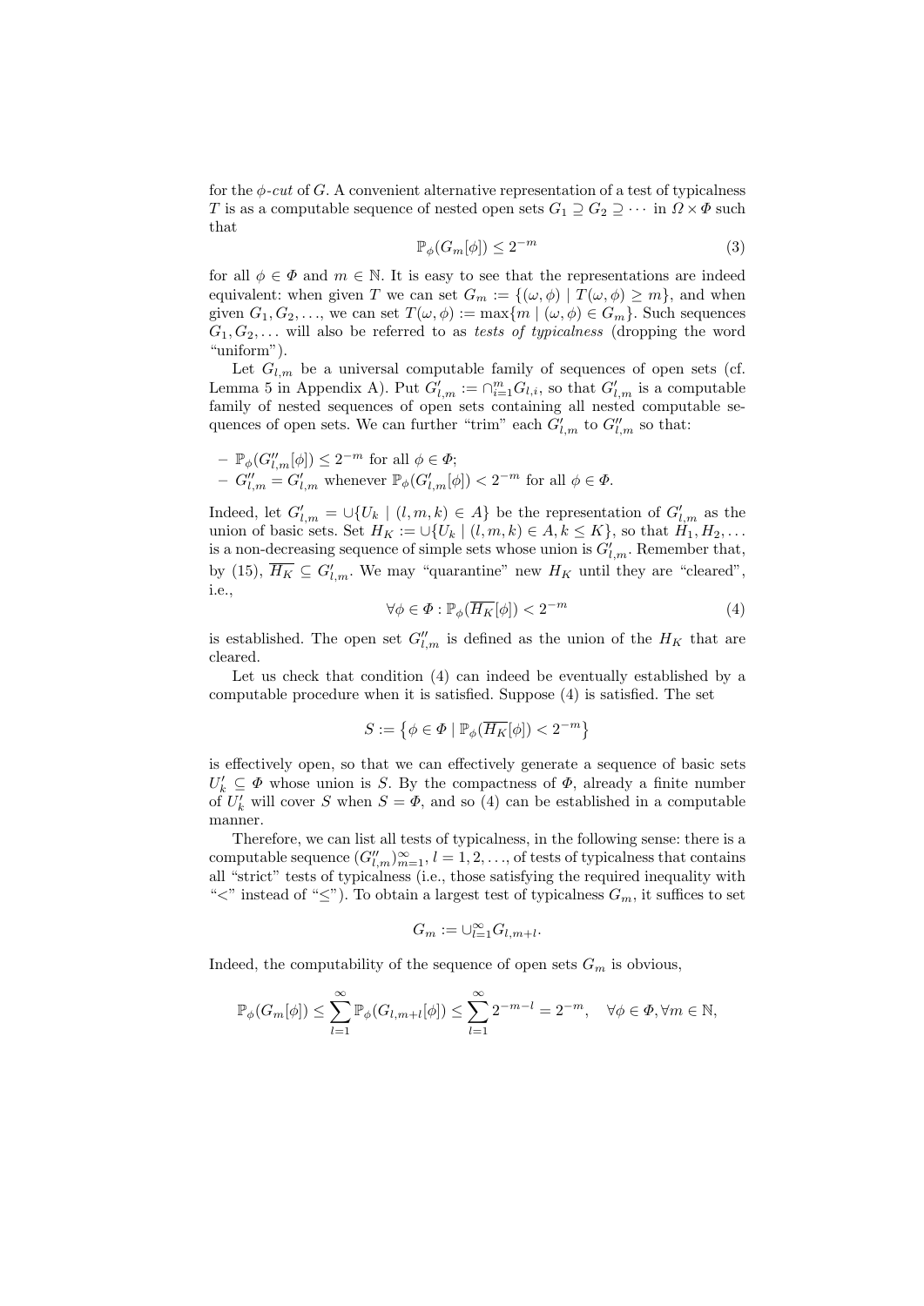for the $\phi$-*cut* of $G$. A convenient alternative representation of a test of typicalness $T$ is as a computable sequence of nested open sets $G_1 \supseteq G_2 \supseteq \cdots$ in $\Omega \times \Phi$ such that

$$\mathbb{P}_\phi(G_m[\phi]) \leq 2^{-m} \tag{3}$$

for all $\phi \in \Phi$ and $m \in \mathbb{N}$. It is easy to see that the representations are indeed equivalent: when given $T$ we can set $G_m := \{(\omega, \phi) \mid T(\omega, \phi) \geq m\}$, and when given $G_1, G_2, \ldots$, we can set $T(\omega, \phi) := \max\{m \mid (\omega, \phi) \in G_m\}$. Such sequences $G_1, G_2, \ldots$ will also be referred to as *tests of typicalness* (dropping the word "uniform").

Let $G_{l,m}$ be a universal computable family of sequences of open sets (cf. Lemma 5 in Appendix A). Put $G'_{l,m} := \cap_{i=1}^m G_{l,i}$, so that $G'_{l,m}$ is a computable family of nested sequences of open sets containing all nested computable sequences of open sets. We can further "trim" each $G'_{l,m}$ to $G''_{l,m}$ so that:

- $\mathbb{P}_\phi(G''_{l,m}[\phi]) \leq 2^{-m}$ for all $\phi \in \Phi$;
- $G''_{l,m} = G'_{l,m}$ whenever $\mathbb{P}_\phi(G'_{l,m}[\phi]) < 2^{-m}$ for all $\phi \in \Phi$.

Indeed, let $G'_{l,m} = \cup\{U_k \mid (l, m, k) \in A\}$ be the representation of $G'_{l,m}$ as the union of basic sets. Set $H_K := \cup\{U_k \mid (l, m, k) \in A, k \leq K\}$, so that $H_1, H_2, \ldots$ is a non-decreasing sequence of simple sets whose union is $G'_{l,m}$. Remember that, by (15), $\overline{H_K} \subseteq G'_{l,m}$. We may "quarantine" new $H_K$ until they are "cleared", i.e.,

$$\forall \phi \in \Phi : \mathbb{P}_\phi(\overline{H_K}[\phi]) < 2^{-m} \tag{4}$$

is established. The open set $G''_{l,m}$ is defined as the union of the $H_K$ that are cleared.

Let us check that condition (4) can indeed be eventually established by a computable procedure when it is satisfied. Suppose (4) is satisfied. The set

$$S := \left\{\phi \in \Phi \mid \mathbb{P}_\phi(\overline{H_K}[\phi]) < 2^{-m}\right\}$$

is effectively open, so that we can effectively generate a sequence of basic sets $U'_k \subseteq \Phi$ whose union is $S$. By the compactness of $\Phi$, already a finite number of $U'_k$ will cover $S$ when $S = \Phi$, and so (4) can be established in a computable manner.

Therefore, we can list all tests of typicalness, in the following sense: there is a computable sequence $(G''_{l,m})_{m=1}^\infty$, $l = 1, 2, \ldots$, of tests of typicalness that contains all "strict" tests of typicalness (i.e., those satisfying the required inequality with "$<$" instead of "$\leq$"). To obtain a largest test of typicalness $G_m$, it suffices to set

$$G_m := \cup_{l=1}^\infty G_{l,m+l}.$$

Indeed, the computability of the sequence of open sets $G_m$ is obvious,

$$\mathbb{P}_\phi(G_m[\phi]) \leq \sum_{l=1}^\infty \mathbb{P}_\phi(G_{l,m+l}[\phi]) \leq \sum_{l=1}^\infty 2^{-m-l} = 2^{-m}, \quad \forall \phi \in \Phi, \forall m \in \mathbb{N},$$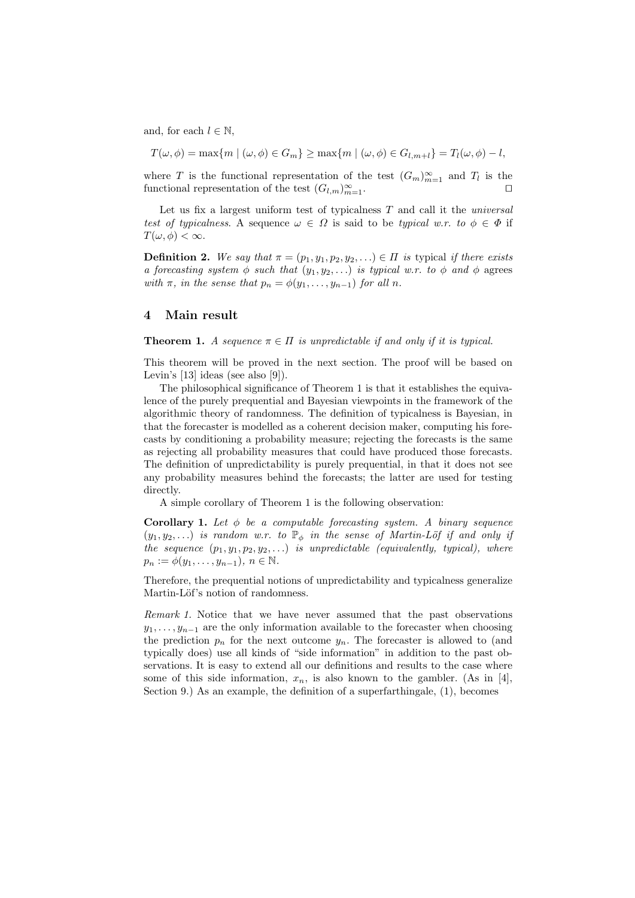and, for each $l \in \mathbb{N}$,

$$T(\omega, \phi) = \max\{m \mid (\omega, \phi) \in G_m\} \geq \max\{m \mid (\omega, \phi) \in G_{l,m+l}\} = T_l(\omega, \phi) - l,$$

where $T$ is the functional representation of the test $(G_m)_{m=1}^{\infty}$ and $T_l$ is the functional representation of the test $(G_{l,m})_{m=1}^{\infty}$. $\square$

Let us fix a largest uniform test of typicalness $T$ and call it the *universal test of typicalness*. A sequence $\omega \in \Omega$ is said to be *typical w.r.t. to* $\phi \in \Phi$ if $T(\omega, \phi) < \infty$.

**Definition 2.** *We say that* $\pi = (p_1, y_1, p_2, y_2, \ldots) \in \Pi$ *is* typical *if there exists a forecasting system* $\phi$ *such that* $(y_1, y_2, \ldots)$ *is typical w.r.t. to* $\phi$ *and* $\phi$ *agrees with* $\pi$*, in the sense that* $p_n = \phi(y_1, \ldots, y_{n-1})$ *for all* $n$.

## 4 Main result

**Theorem 1.** *A sequence* $\pi \in \Pi$ *is unpredictable if and only if it is typical.*

This theorem will be proved in the next section. The proof will be based on Levin's [13] ideas (see also [9]).

The philosophical significance of Theorem 1 is that it establishes the equivalence of the purely prequential and Bayesian viewpoints in the framework of the algorithmic theory of randomness. The definition of typicalness is Bayesian, in that the forecaster is modelled as a coherent decision maker, computing his forecasts by conditioning a probability measure; rejecting the forecasts is the same as rejecting all probability measures that could have produced those forecasts. The definition of unpredictability is purely prequential, in that it does not see any probability measures behind the forecasts; the latter are used for testing directly.

A simple corollary of Theorem 1 is the following observation:

**Corollary 1.** *Let* $\phi$ *be a computable forecasting system. A binary sequence* $(y_1, y_2, \ldots)$ *is random w.r.t. to* $\mathbb{P}_\phi$ *in the sense of Martin-Löf if and only if the sequence* $(p_1, y_1, p_2, y_2, \ldots)$ *is unpredictable (equivalently, typical), where* $p_n := \phi(y_1, \ldots, y_{n-1})$*,* $n \in \mathbb{N}$.

Therefore, the prequential notions of unpredictability and typicalness generalize Martin-Löf's notion of randomness.

*Remark 1.* Notice that we have never assumed that the past observations $y_1, \ldots, y_{n-1}$ are the only information available to the forecaster when choosing the prediction $p_n$ for the next outcome $y_n$. The forecaster is allowed to (and typically does) use all kinds of "side information" in addition to the past observations. It is easy to extend all our definitions and results to the case where some of this side information, $x_n$, is also known to the gambler. (As in [4], Section 9.) As an example, the definition of a superfarthingale, (1), becomes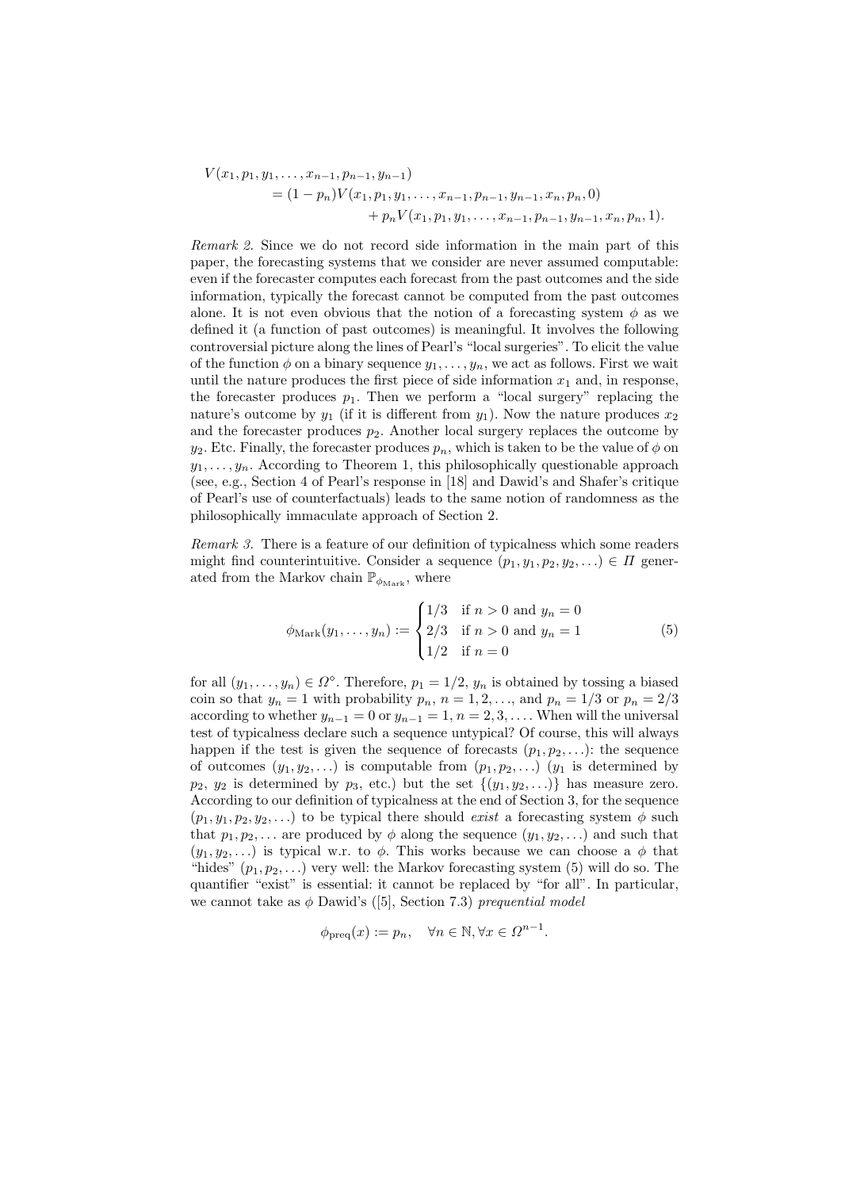$$
\begin{aligned}
&V(x_1, p_1, y_1, \ldots, x_{n-1}, p_{n-1}, y_{n-1}) \\
&\quad = (1 - p_n) V(x_1, p_1, y_1, \ldots, x_{n-1}, p_{n-1}, y_{n-1}, x_n, p_n, 0) \\
&\qquad\qquad + p_n V(x_1, p_1, y_1, \ldots, x_{n-1}, p_{n-1}, y_{n-1}, x_n, p_n, 1).
\end{aligned}
$$

*Remark 2.* Since we do not record side information in the main part of this paper, the forecasting systems that we consider are never assumed computable: even if the forecaster computes each forecast from the past outcomes and the side information, typically the forecast cannot be computed from the past outcomes alone. It is not even obvious that the notion of a forecasting system $\phi$ as we defined it (a function of past outcomes) is meaningful. It involves the following controversial picture along the lines of Pearl's "local surgeries". To elicit the value of the function $\phi$ on a binary sequence $y_1, \ldots, y_n$, we act as follows. First we wait until the nature produces the first piece of side information $x_1$ and, in response, the forecaster produces $p_1$. Then we perform a "local surgery" replacing the nature's outcome by $y_1$ (if it is different from $y_1$). Now the nature produces $x_2$ and the forecaster produces $p_2$. Another local surgery replaces the outcome by $y_2$. Etc. Finally, the forecaster produces $p_n$, which is taken to be the value of $\phi$ on $y_1, \ldots, y_n$. According to Theorem 1, this philosophically questionable approach (see, e.g., Section 4 of Pearl's response in [18] and Dawid's and Shafer's critique of Pearl's use of counterfactuals) leads to the same notion of randomness as the philosophically immaculate approach of Section 2.

*Remark 3.* There is a feature of our definition of typicalness which some readers might find counterintuitive. Consider a sequence $(p_1, y_1, p_2, y_2, \ldots) \in \Pi$ generated from the Markov chain $\mathbb{P}_{\phi_{\text{Mark}}}$, where

$$
\phi_{\text{Mark}}(y_1, \ldots, y_n) := \begin{cases} 1/3 & \text{if } n > 0 \text{ and } y_n = 0 \\ 2/3 & \text{if } n > 0 \text{ and } y_n = 1 \\ 1/2 & \text{if } n = 0 \end{cases} \tag{5}
$$

for all $(y_1, \ldots, y_n) \in \Omega^\diamond$. Therefore, $p_1 = 1/2$, $y_n$ is obtained by tossing a biased coin so that $y_n = 1$ with probability $p_n$, $n = 1, 2, \ldots$, and $p_n = 1/3$ or $p_n = 2/3$ according to whether $y_{n-1} = 0$ or $y_{n-1} = 1$, $n = 2, 3, \ldots$. When will the universal test of typicalness declare such a sequence untypical? Of course, this will always happen if the test is given the sequence of forecasts $(p_1, p_2, \ldots)$: the sequence of outcomes $(y_1, y_2, \ldots)$ is computable from $(p_1, p_2, \ldots)$ ($y_1$ is determined by $p_2$, $y_2$ is determined by $p_3$, etc.) but the set $\{(y_1, y_2, \ldots)\}$ has measure zero. According to our definition of typicalness at the end of Section 3, for the sequence $(p_1, y_1, p_2, y_2, \ldots)$ to be typical there should *exist* a forecasting system $\phi$ such that $p_1, p_2, \ldots$ are produced by $\phi$ along the sequence $(y_1, y_2, \ldots)$ and such that $(y_1, y_2, \ldots)$ is typical w.r. to $\phi$. This works because we can choose a $\phi$ that "hides" $(p_1, p_2, \ldots)$ very well: the Markov forecasting system (5) will do so. The quantifier "exist" is essential: it cannot be replaced by "for all". In particular, we cannot take as $\phi$ Dawid's ([5], Section 7.3) *prequential model*

$$
\phi_{\text{preq}}(x) := p_n, \quad \forall n \in \mathbb{N}, \forall x \in \Omega^{n-1}.
$$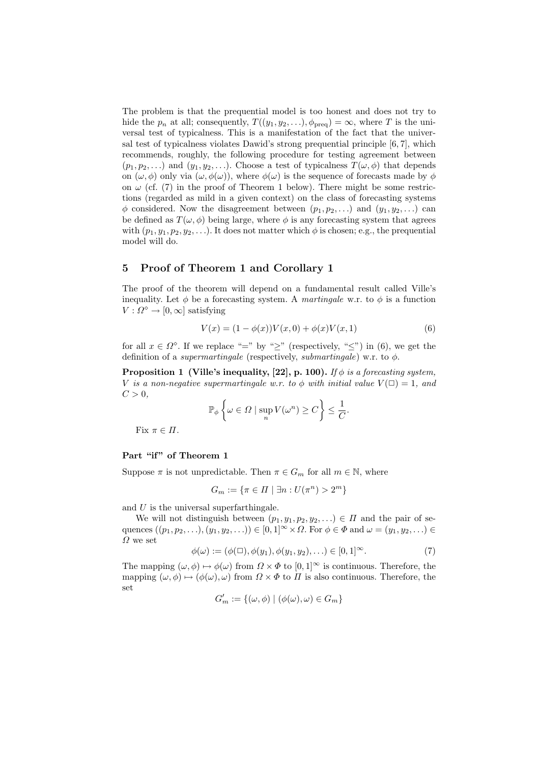The problem is that the prequential model is too honest and does not try to hide the $p_n$ at all; consequently, $T((y_1, y_2, \ldots), \phi_{\text{preq}}) = \infty$, where $T$ is the universal test of typicalness. This is a manifestation of the fact that the universal test of typicalness violates Dawid's strong prequential principle [6, 7], which recommends, roughly, the following procedure for testing agreement between $(p_1, p_2, \ldots)$ and $(y_1, y_2, \ldots)$. Choose a test of typicalness $T(\omega, \phi)$ that depends on $(\omega, \phi)$ only via $(\omega, \phi(\omega))$, where $\phi(\omega)$ is the sequence of forecasts made by $\phi$ on $\omega$ (cf. (7) in the proof of Theorem 1 below). There might be some restrictions (regarded as mild in a given context) on the class of forecasting systems $\phi$ considered. Now the disagreement between $(p_1, p_2, \ldots)$ and $(y_1, y_2, \ldots)$ can be defined as $T(\omega, \phi)$ being large, where $\phi$ is any forecasting system that agrees with $(p_1, y_1, p_2, y_2, \ldots)$. It does not matter which $\phi$ is chosen; e.g., the prequential model will do.

## 5 Proof of Theorem 1 and Corollary 1

The proof of the theorem will depend on a fundamental result called Ville's inequality. Let $\phi$ be a forecasting system. A *martingale* w.r. to $\phi$ is a function $V : \Omega^\diamond \to [0, \infty]$ satisfying

$$V(x) = (1 - \phi(x))V(x, 0) + \phi(x)V(x, 1) \tag{6}$$

for all $x \in \Omega^\diamond$. If we replace "=" by "≥" (respectively, "≤") in (6), we get the definition of a *supermartingale* (respectively, *submartingale*) w.r. to $\phi$.

**Proposition 1 (Ville's inequality, [22], p. 100).** *If $\phi$ is a forecasting system, $V$ is a non-negative supermartingale w.r. to $\phi$ with initial value $V(\Box) = 1$, and $C > 0$,*

$$\mathbb{P}_\phi \left\{ \omega \in \Omega \mid \sup_n V(\omega^n) \geq C \right\} \leq \frac{1}{C}.$$

Fix $\pi \in \Pi$.

### Part "if" of Theorem 1

Suppose $\pi$ is not unpredictable. Then $\pi \in G_m$ for all $m \in \mathbb{N}$, where

$$G_m := \{\pi \in \Pi \mid \exists n : U(\pi^n) > 2^m\}$$

and $U$ is the universal superfarthingale.

We will not distinguish between $(p_1, y_1, p_2, y_2, \ldots) \in \Pi$ and the pair of sequences $((p_1, p_2, \ldots), (y_1, y_2, \ldots)) \in [0, 1]^\infty \times \Omega$. For $\phi \in \Phi$ and $\omega = (y_1, y_2, \ldots) \in \Omega$ we set

$$\phi(\omega) := (\phi(\Box), \phi(y_1), \phi(y_1, y_2), \ldots) \in [0, 1]^\infty. \tag{7}$$

The mapping $(\omega, \phi) \mapsto \phi(\omega)$ from $\Omega \times \Phi$ to $[0, 1]^\infty$ is continuous. Therefore, the mapping $(\omega, \phi) \mapsto (\phi(\omega), \omega)$ from $\Omega \times \Phi$ to $\Pi$ is also continuous. Therefore, the set

$$G'_m := \{(\omega, \phi) \mid (\phi(\omega), \omega) \in G_m\}$$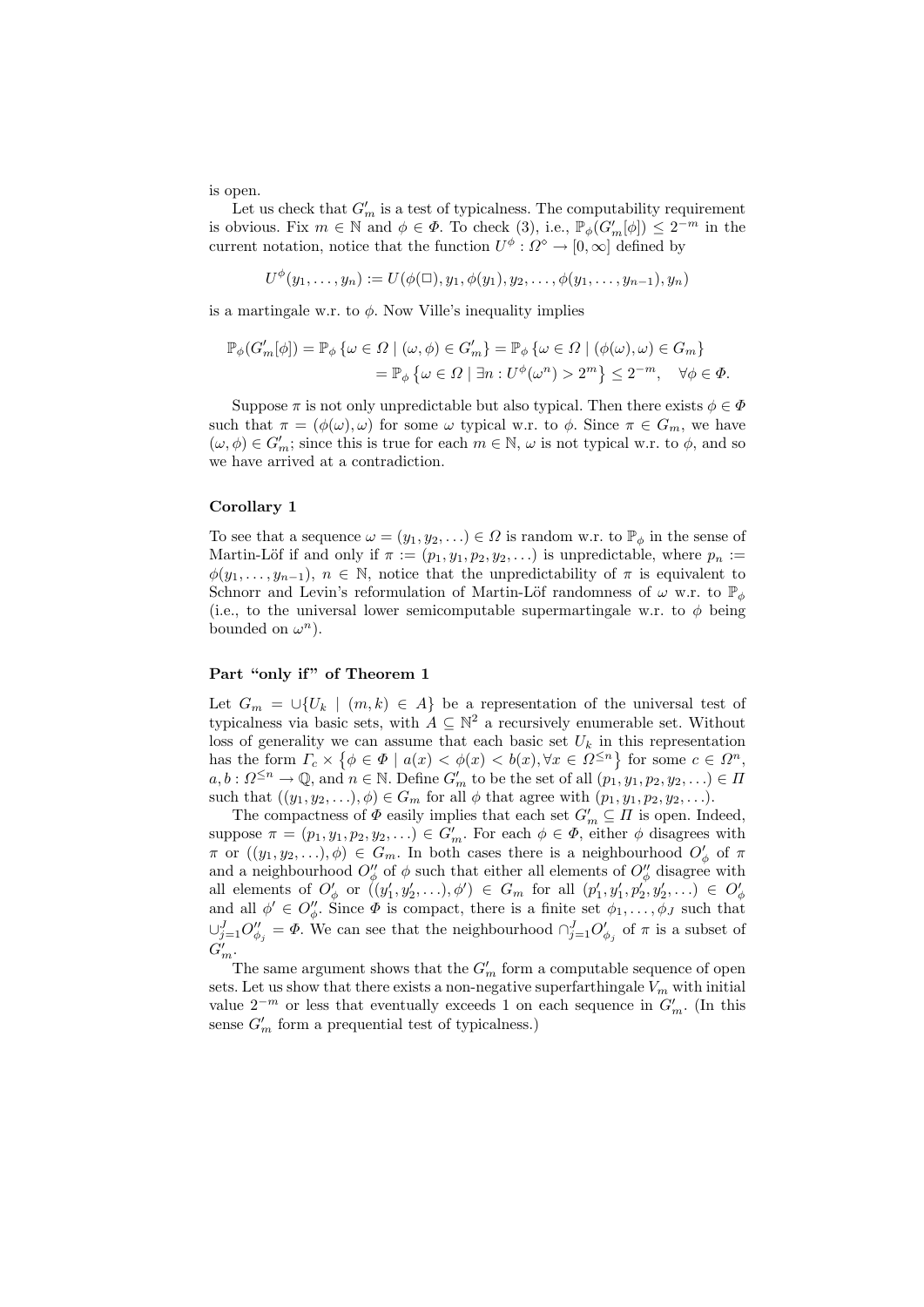is open.

Let us check that $G'_m$ is a test of typicalness. The computability requirement is obvious. Fix $m \in \mathbb{N}$ and $\phi \in \Phi$. To check (3), i.e., $\mathbb{P}_\phi(G'_m[\phi]) \le 2^{-m}$ in the current notation, notice that the function $U^\phi : \Omega^\diamond \to [0,\infty]$ defined by

$$U^\phi(y_1,\ldots,y_n) := U(\phi(\Box), y_1, \phi(y_1), y_2, \ldots, \phi(y_1,\ldots,y_{n-1}), y_n)$$

is a martingale w.r. to $\phi$. Now Ville's inequality implies

$$\begin{aligned}\mathbb{P}_\phi(G'_m[\phi]) &= \mathbb{P}_\phi\left\{\omega \in \Omega \mid (\omega,\phi) \in G'_m\right\} = \mathbb{P}_\phi\left\{\omega \in \Omega \mid (\phi(\omega),\omega) \in G_m\right\} \\ &= \mathbb{P}_\phi\left\{\omega \in \Omega \mid \exists n : U^\phi(\omega^n) > 2^m\right\} \le 2^{-m}, \quad \forall \phi \in \Phi.\end{aligned}$$

Suppose $\pi$ is not only unpredictable but also typical. Then there exists $\phi \in \Phi$ such that $\pi = (\phi(\omega), \omega)$ for some $\omega$ typical w.r. to $\phi$. Since $\pi \in G_m$, we have $(\omega, \phi) \in G'_m$; since this is true for each $m \in \mathbb{N}$, $\omega$ is not typical w.r. to $\phi$, and so we have arrived at a contradiction.

### Corollary 1

To see that a sequence $\omega = (y_1, y_2, \ldots) \in \Omega$ is random w.r. to $\mathbb{P}_\phi$ in the sense of Martin-Löf if and only if $\pi := (p_1, y_1, p_2, y_2, \ldots)$ is unpredictable, where $p_n := \phi(y_1,\ldots,y_{n-1})$, $n \in \mathbb{N}$, notice that the unpredictability of $\pi$ is equivalent to Schnorr and Levin's reformulation of Martin-Löf randomness of $\omega$ w.r. to $\mathbb{P}_\phi$ (i.e., to the universal lower semicomputable supermartingale w.r. to $\phi$ being bounded on $\omega^n$).

### Part "only if" of Theorem 1

Let $G_m = \cup\{U_k \mid (m,k) \in A\}$ be a representation of the universal test of typicalness via basic sets, with $A \subseteq \mathbb{N}^2$ a recursively enumerable set. Without loss of generality we can assume that each basic set $U_k$ in this representation has the form $\Gamma_c \times \left\{\phi \in \Phi \mid a(x) < \phi(x) < b(x), \forall x \in \Omega^{\le n}\right\}$ for some $c \in \Omega^n$, $a, b : \Omega^{\le n} \to \mathbb{Q}$, and $n \in \mathbb{N}$. Define $G'_m$ to be the set of all $(p_1, y_1, p_2, y_2, \ldots) \in \Pi$ such that $((y_1, y_2, \ldots), \phi) \in G_m$ for all $\phi$ that agree with $(p_1, y_1, p_2, y_2, \ldots)$.

The compactness of $\Phi$ easily implies that each set $G'_m \subseteq \Pi$ is open. Indeed, suppose $\pi = (p_1, y_1, p_2, y_2, \ldots) \in G'_m$. For each $\phi \in \Phi$, either $\phi$ disagrees with $\pi$ or $((y_1, y_2, \ldots), \phi) \in G_m$. In both cases there is a neighbourhood $O'_\phi$ of $\pi$ and a neighbourhood $O''_\phi$ of $\phi$ such that either all elements of $O''_\phi$ disagree with all elements of $O'_\phi$ or $((y'_1, y'_2, \ldots), \phi') \in G_m$ for all $(p'_1, y'_1, p'_2, y'_2, \ldots) \in O'_\phi$ and all $\phi' \in O''_\phi$. Since $\Phi$ is compact, there is a finite set $\phi_1, \ldots, \phi_J$ such that $\cup_{j=1}^J O''_{\phi_j} = \Phi$. We can see that the neighbourhood $\cap_{j=1}^J O'_{\phi_j}$ of $\pi$ is a subset of $G'_m$.

The same argument shows that the $G'_m$ form a computable sequence of open sets. Let us show that there exists a non-negative superfarthingale $V_m$ with initial value $2^{-m}$ or less that eventually exceeds 1 on each sequence in $G'_m$. (In this sense $G'_m$ form a prequential test of typicalness.)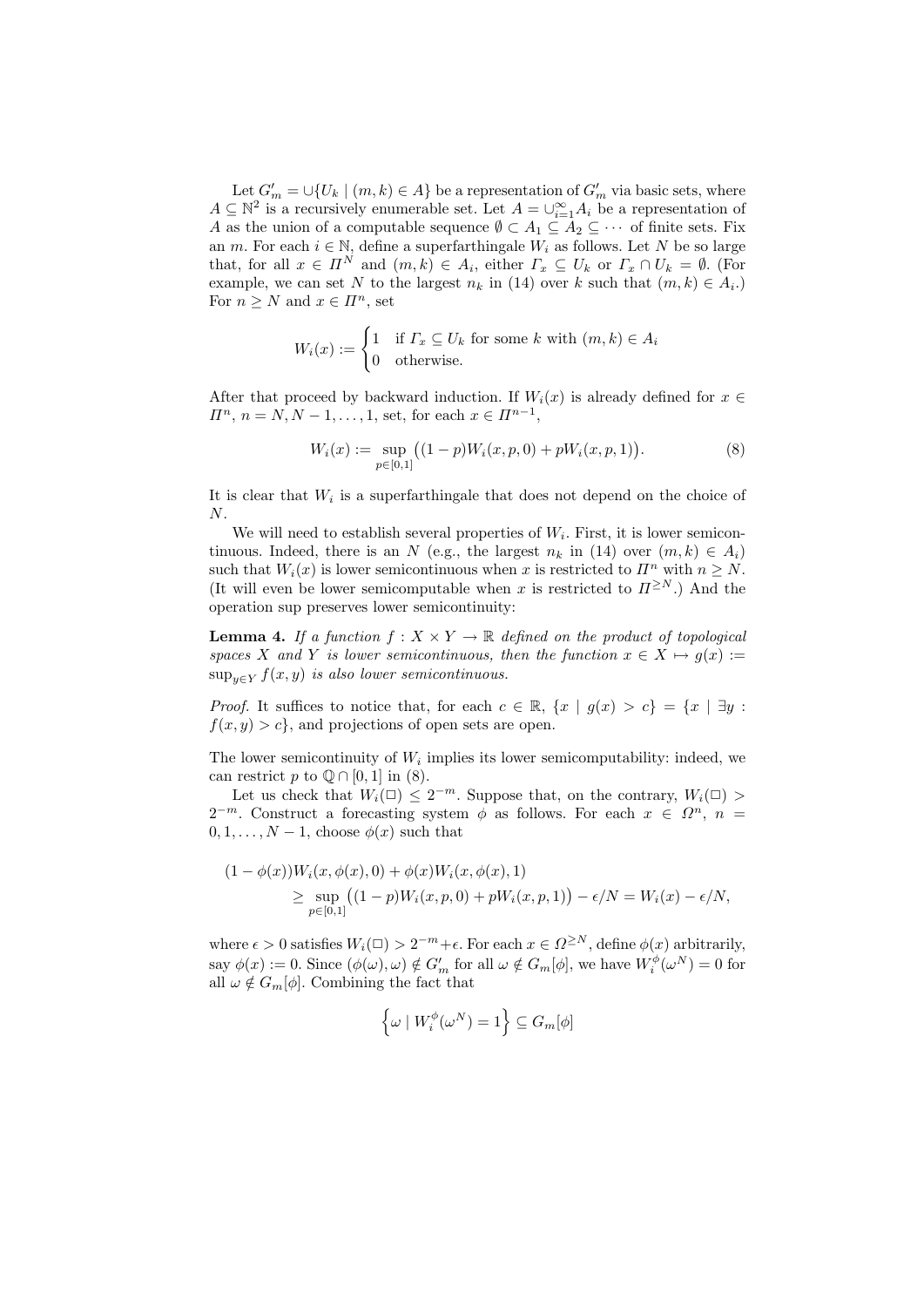Let $G'_m = \cup\{U_k \mid (m,k) \in A\}$ be a representation of $G'_m$ via basic sets, where $A \subseteq \mathbb{N}^2$ is a recursively enumerable set. Let $A = \cup_{i=1}^{\infty} A_i$ be a representation of $A$ as the union of a computable sequence $\emptyset \subset A_1 \subseteq A_2 \subseteq \cdots$ of finite sets. Fix an $m$. For each $i \in \mathbb{N}$, define a superfarthingale $W_i$ as follows. Let $N$ be so large that, for all $x \in \Pi^N$ and $(m,k) \in A_i$, either $\Gamma_x \subseteq U_k$ or $\Gamma_x \cap U_k = \emptyset$. (For example, we can set $N$ to the largest $n_k$ in (14) over $k$ such that $(m,k) \in A_i$.) For $n \geq N$ and $x \in \Pi^n$, set

$$W_i(x) := \begin{cases} 1 & \text{if } \Gamma_x \subseteq U_k \text{ for some } k \text{ with } (m,k) \in A_i \\ 0 & \text{otherwise.} \end{cases}$$

After that proceed by backward induction. If $W_i(x)$ is already defined for $x \in \Pi^n$, $n = N, N-1, \ldots, 1$, set, for each $x \in \Pi^{n-1}$,

$$W_i(x) := \sup_{p \in [0,1]} \bigl((1-p)W_i(x,p,0) + pW_i(x,p,1)\bigr). \tag{8}$$

It is clear that $W_i$ is a superfarthingale that does not depend on the choice of $N$.

We will need to establish several properties of $W_i$. First, it is lower semicontinuous. Indeed, there is an $N$ (e.g., the largest $n_k$ in (14) over $(m,k) \in A_i$) such that $W_i(x)$ is lower semicontinuous when $x$ is restricted to $\Pi^n$ with $n \geq N$. (It will even be lower semicomputable when $x$ is restricted to $\Pi^{\geq N}$.) And the operation sup preserves lower semicontinuity:

**Lemma 4.** *If a function $f : X \times Y \to \mathbb{R}$ defined on the product of topological spaces $X$ and $Y$ is lower semicontinuous, then the function $x \in X \mapsto g(x) := \sup_{y \in Y} f(x,y)$ is also lower semicontinuous.*

*Proof.* It suffices to notice that, for each $c \in \mathbb{R}$, $\{x \mid g(x) > c\} = \{x \mid \exists y : f(x,y) > c\}$, and projections of open sets are open.

The lower semicontinuity of $W_i$ implies its lower semicomputability: indeed, we can restrict $p$ to $\mathbb{Q} \cap [0,1]$ in (8).

Let us check that $W_i(\Box) \leq 2^{-m}$. Suppose that, on the contrary, $W_i(\Box) > 2^{-m}$. Construct a forecasting system $\phi$ as follows. For each $x \in \Omega^n$, $n = 0, 1, \ldots, N-1$, choose $\phi(x)$ such that

$$\begin{aligned}(1-\phi(x))W_i(x,\phi(x),0) + \phi(x)W_i(x,\phi(x),1) \\ \geq \sup_{p \in [0,1]} \bigl((1-p)W_i(x,p,0) + pW_i(x,p,1)\bigr) - \epsilon/N = W_i(x) - \epsilon/N,\end{aligned}$$

where $\epsilon > 0$ satisfies $W_i(\Box) > 2^{-m} + \epsilon$. For each $x \in \Omega^{\geq N}$, define $\phi(x)$ arbitrarily, say $\phi(x) := 0$. Since $(\phi(\omega), \omega) \notin G'_m$ for all $\omega \notin G_m[\phi]$, we have $W_i^{\phi}(\omega^N) = 0$ for all $\omega \notin G_m[\phi]$. Combining the fact that

$$\left\{\omega \mid W_i^{\phi}(\omega^N) = 1\right\} \subseteq G_m[\phi]$$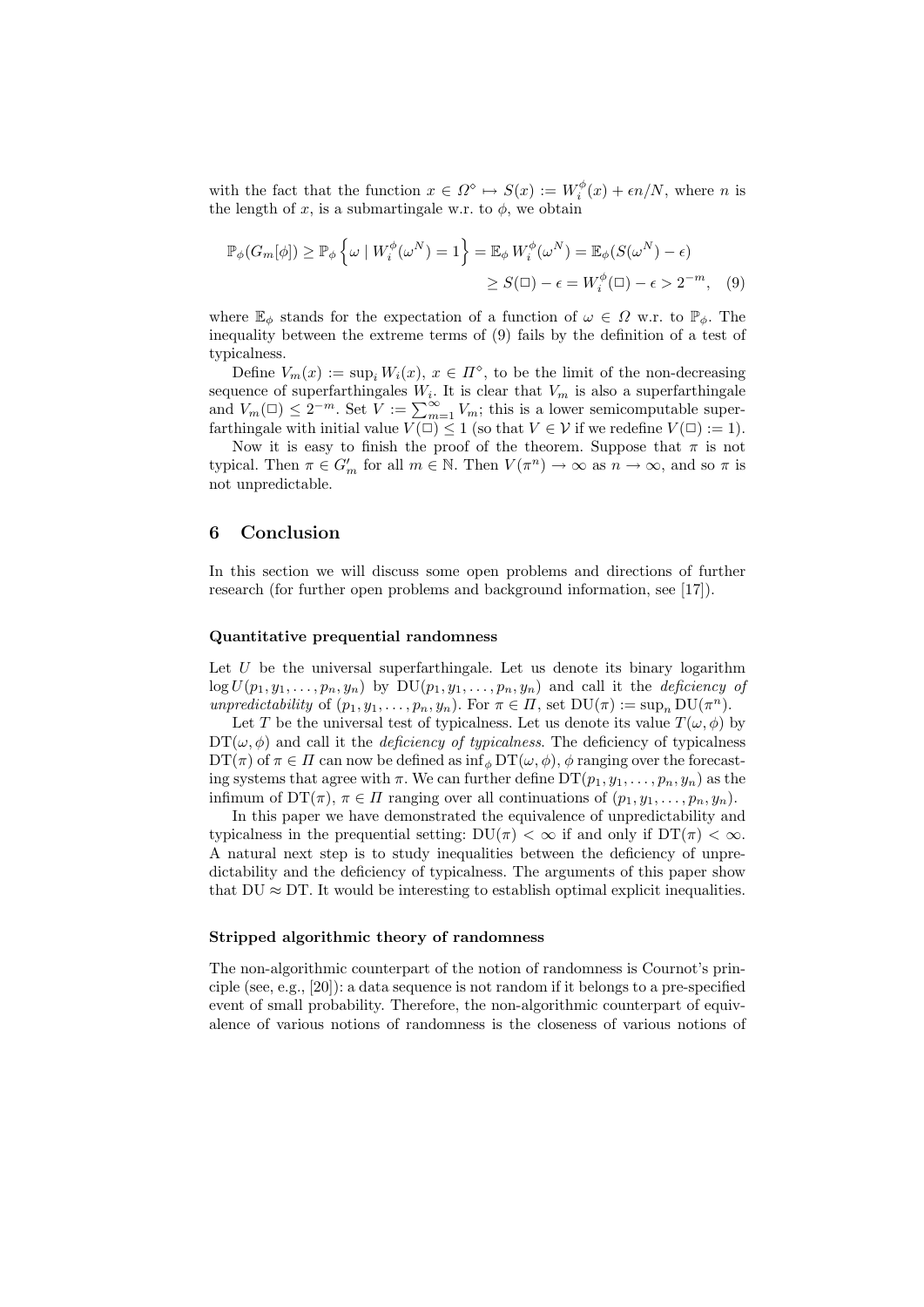with the fact that the function $x \in \Omega^\diamond \mapsto S(x) := W_i^\phi(x) + \epsilon n/N$, where $n$ is the length of $x$, is a submartingale w.r.t. to $\phi$, we obtain

$$\mathbb{P}_\phi(G_m[\phi]) \geq \mathbb{P}_\phi\left\{\omega \mid W_i^\phi(\omega^N) = 1\right\} = \mathbb{E}_\phi\, W_i^\phi(\omega^N) = \mathbb{E}_\phi(S(\omega^N) - \epsilon)$$
$$\geq S(\Box) - \epsilon = W_i^\phi(\Box) - \epsilon > 2^{-m}, \quad (9)$$

where $\mathbb{E}_\phi$ stands for the expectation of a function of $\omega \in \Omega$ w.r.t. to $\mathbb{P}_\phi$. The inequality between the extreme terms of (9) fails by the definition of a test of typicalness.

Define $V_m(x) := \sup_i W_i(x)$, $x \in \Pi^\diamond$, to be the limit of the non-decreasing sequence of superfarthingales $W_i$. It is clear that $V_m$ is also a superfarthingale and $V_m(\Box) \leq 2^{-m}$. Set $V := \sum_{m=1}^\infty V_m$; this is a lower semicomputable superfarthingale with initial value $V(\Box) \leq 1$ (so that $V \in \mathcal{V}$ if we redefine $V(\Box) := 1$).

Now it is easy to finish the proof of the theorem. Suppose that $\pi$ is not typical. Then $\pi \in G'_m$ for all $m \in \mathbb{N}$. Then $V(\pi^n) \to \infty$ as $n \to \infty$, and so $\pi$ is not unpredictable.

## 6 Conclusion

In this section we will discuss some open problems and directions of further research (for further open problems and background information, see [17]).

### Quantitative prequential randomness

Let $U$ be the universal superfarthingale. Let us denote its binary logarithm $\log U(p_1, y_1, \ldots, p_n, y_n)$ by $\mathrm{DU}(p_1, y_1, \ldots, p_n, y_n)$ and call it the *deficiency of unpredictability* of $(p_1, y_1, \ldots, p_n, y_n)$. For $\pi \in \Pi$, set $\mathrm{DU}(\pi) := \sup_n \mathrm{DU}(\pi^n)$.

Let $T$ be the universal test of typicalness. Let us denote its value $T(\omega, \phi)$ by $\mathrm{DT}(\omega, \phi)$ and call it the *deficiency of typicalness*. The deficiency of typicalness $\mathrm{DT}(\pi)$ of $\pi \in \Pi$ can now be defined as $\inf_\phi \mathrm{DT}(\omega, \phi)$, $\phi$ ranging over the forecasting systems that agree with $\pi$. We can further define $\mathrm{DT}(p_1, y_1, \ldots, p_n, y_n)$ as the infimum of $\mathrm{DT}(\pi)$, $\pi \in \Pi$ ranging over all continuations of $(p_1, y_1, \ldots, p_n, y_n)$.

In this paper we have demonstrated the equivalence of unpredictability and typicalness in the prequential setting: $\mathrm{DU}(\pi) < \infty$ if and only if $\mathrm{DT}(\pi) < \infty$. A natural next step is to study inequalities between the deficiency of unpredictability and the deficiency of typicalness. The arguments of this paper show that $\mathrm{DU} \approx \mathrm{DT}$. It would be interesting to establish optimal explicit inequalities.

### Stripped algorithmic theory of randomness

The non-algorithmic counterpart of the notion of randomness is Cournot's principle (see, e.g., [20]): a data sequence is not random if it belongs to a pre-specified event of small probability. Therefore, the non-algorithmic counterpart of equivalence of various notions of randomness is the closeness of various notions of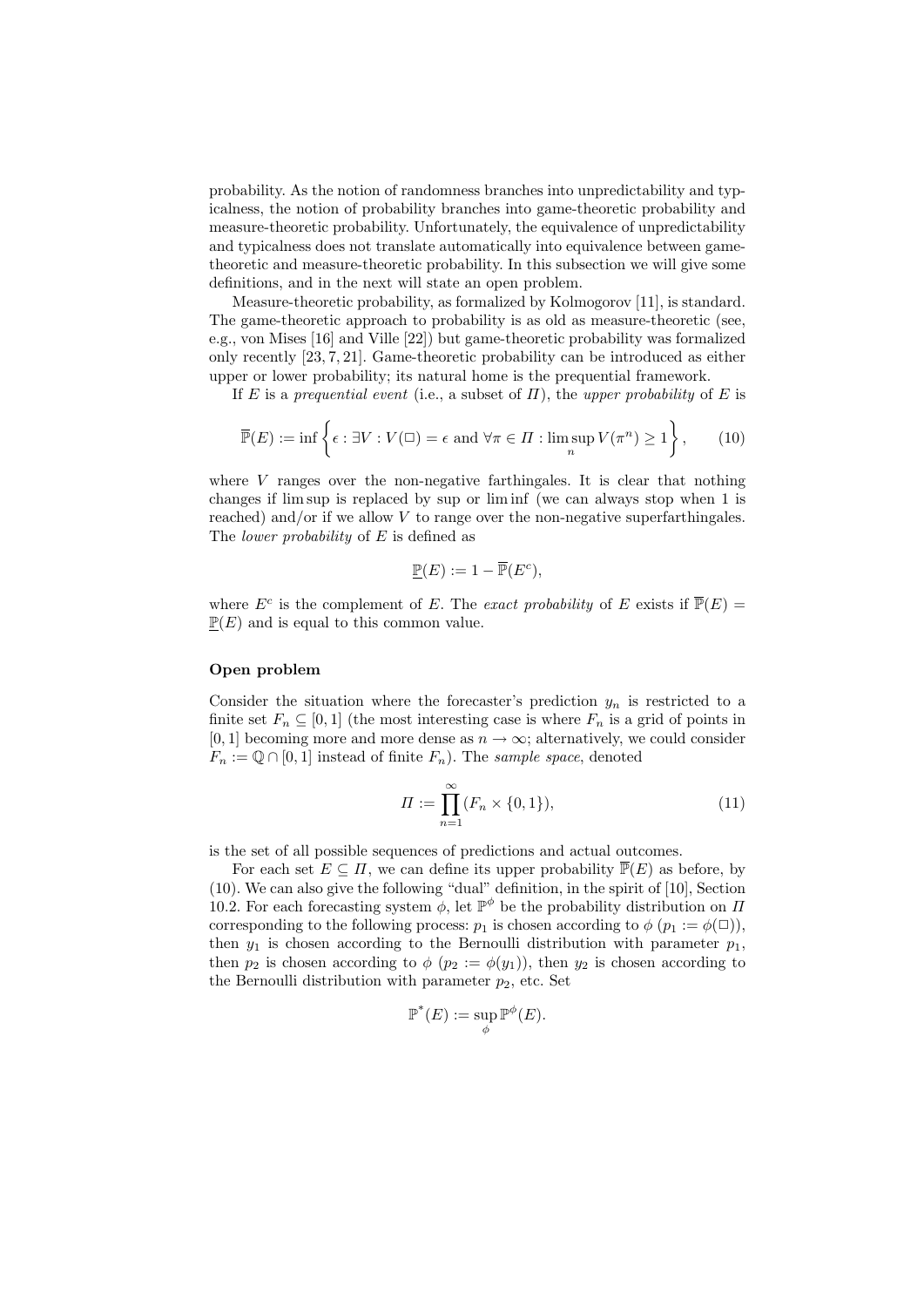probability. As the notion of randomness branches into unpredictability and typicalness, the notion of probability branches into game-theoretic probability and measure-theoretic probability. Unfortunately, the equivalence of unpredictability and typicalness does not translate automatically into equivalence between game-theoretic and measure-theoretic probability. In this subsection we will give some definitions, and in the next will state an open problem.

Measure-theoretic probability, as formalized by Kolmogorov [11], is standard. The game-theoretic approach to probability is as old as measure-theoretic (see, e.g., von Mises [16] and Ville [22]) but game-theoretic probability was formalized only recently [23, 7, 21]. Game-theoretic probability can be introduced as either upper or lower probability; its natural home is the prequential framework.

If $E$ is a *prequential event* (i.e., a subset of $\Pi$), the *upper probability* of $E$ is

$$\overline{\mathbb{P}}(E) := \inf \left\{ \epsilon : \exists V : V(\Box) = \epsilon \text{ and } \forall \pi \in \Pi : \limsup_n V(\pi^n) \geq 1 \right\}, \qquad (10)$$

where $V$ ranges over the non-negative farthingales. It is clear that nothing changes if lim sup is replaced by sup or lim inf (we can always stop when 1 is reached) and/or if we allow $V$ to range over the non-negative superfarthingales. The *lower probability* of $E$ is defined as

$$\underline{\mathbb{P}}(E) := 1 - \overline{\mathbb{P}}(E^c),$$

where $E^c$ is the complement of $E$. The *exact probability* of $E$ exists if $\overline{\mathbb{P}}(E) = \underline{\mathbb{P}}(E)$ and is equal to this common value.

### Open problem

Consider the situation where the forecaster's prediction $y_n$ is restricted to a finite set $F_n \subseteq [0, 1]$ (the most interesting case is where $F_n$ is a grid of points in $[0, 1]$ becoming more and more dense as $n \to \infty$; alternatively, we could consider $F_n := \mathbb{Q} \cap [0, 1]$ instead of finite $F_n$). The *sample space*, denoted

$$\Pi := \prod_{n=1}^{\infty} (F_n \times \{0, 1\}), \qquad (11)$$

is the set of all possible sequences of predictions and actual outcomes.

For each set $E \subseteq \Pi$, we can define its upper probability $\overline{\mathbb{P}}(E)$ as before, by (10). We can also give the following "dual" definition, in the spirit of [10], Section 10.2. For each forecasting system $\phi$, let $\mathbb{P}^\phi$ be the probability distribution on $\Pi$ corresponding to the following process: $p_1$ is chosen according to $\phi$ ($p_1 := \phi(\Box)$), then $y_1$ is chosen according to the Bernoulli distribution with parameter $p_1$, then $p_2$ is chosen according to $\phi$ ($p_2 := \phi(y_1)$), then $y_2$ is chosen according to the Bernoulli distribution with parameter $p_2$, etc. Set

$$\mathbb{P}^*(E) := \sup_\phi \mathbb{P}^\phi(E).$$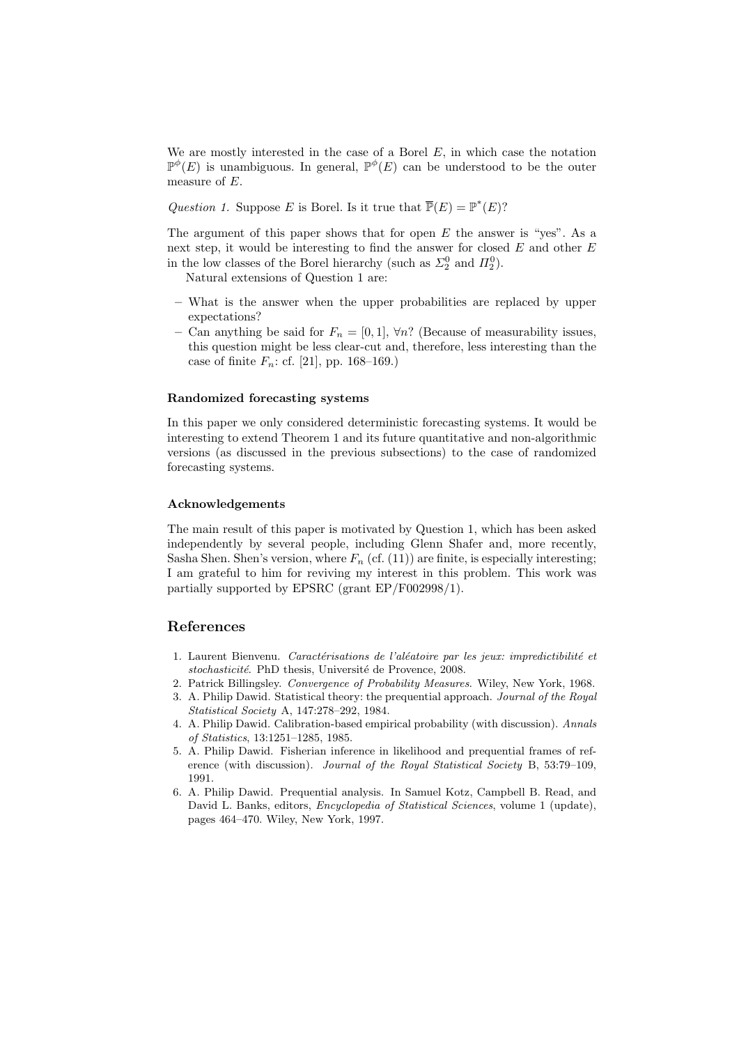We are mostly interested in the case of a Borel $E$, in which case the notation $\mathbb{P}^\phi(E)$ is unambiguous. In general, $\mathbb{P}^\phi(E)$ can be understood to be the outer measure of $E$.

*Question 1.* Suppose $E$ is Borel. Is it true that $\overline{\mathbb{P}}(E) = \mathbb{P}^*(E)$?

The argument of this paper shows that for open $E$ the answer is "yes". As a next step, it would be interesting to find the answer for closed $E$ and other $E$ in the low classes of the Borel hierarchy (such as $\Sigma_2^0$ and $\Pi_2^0$).

Natural extensions of Question 1 are:

- What is the answer when the upper probabilities are replaced by upper expectations?
- Can anything be said for $F_n = [0,1]$, $\forall n$? (Because of measurability issues, this question might be less clear-cut and, therefore, less interesting than the case of finite $F_n$: cf. [21], pp. 168–169.)

#### Randomized forecasting systems

In this paper we only considered deterministic forecasting systems. It would be interesting to extend Theorem 1 and its future quantitative and non-algorithmic versions (as discussed in the previous subsections) to the case of randomized forecasting systems.

#### Acknowledgements

The main result of this paper is motivated by Question 1, which has been asked independently by several people, including Glenn Shafer and, more recently, Sasha Shen. Shen's version, where $F_n$ (cf. (11)) are finite, is especially interesting; I am grateful to him for reviving my interest in this problem. This work was partially supported by EPSRC (grant EP/F002998/1).

## References

1. Laurent Bienvenu. *Caractérisations de l'aléatoire par les jeux: impredictibilité et stochasticité*. PhD thesis, Université de Provence, 2008.
2. Patrick Billingsley. *Convergence of Probability Measures*. Wiley, New York, 1968.
3. A. Philip Dawid. Statistical theory: the prequential approach. *Journal of the Royal Statistical Society* A, 147:278–292, 1984.
4. A. Philip Dawid. Calibration-based empirical probability (with discussion). *Annals of Statistics*, 13:1251–1285, 1985.
5. A. Philip Dawid. Fisherian inference in likelihood and prequential frames of reference (with discussion). *Journal of the Royal Statistical Society* B, 53:79–109, 1991.
6. A. Philip Dawid. Prequential analysis. In Samuel Kotz, Campbell B. Read, and David L. Banks, editors, *Encyclopedia of Statistical Sciences*, volume 1 (update), pages 464–470. Wiley, New York, 1997.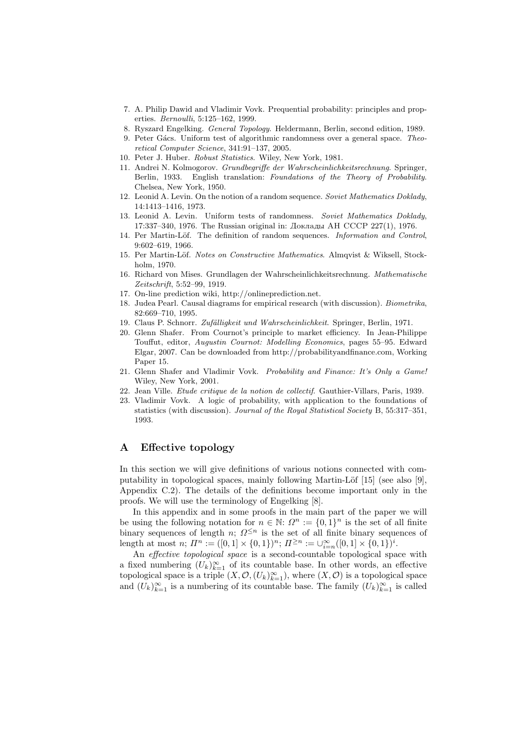7. A. Philip Dawid and Vladimir Vovk. Prequential probability: principles and properties. *Bernoulli*, 5:125–162, 1999.
8. Ryszard Engelking. *General Topology*. Heldermann, Berlin, second edition, 1989.
9. Peter Gács. Uniform test of algorithmic randomness over a general space. *Theoretical Computer Science*, 341:91–137, 2005.
10. Peter J. Huber. *Robust Statistics*. Wiley, New York, 1981.
11. Andrei N. Kolmogorov. *Grundbegriffe der Wahrscheinlichkeitsrechnung*. Springer, Berlin, 1933. English translation: *Foundations of the Theory of Probability*. Chelsea, New York, 1950.
12. Leonid A. Levin. On the notion of a random sequence. *Soviet Mathematics Doklady*, 14:1413–1416, 1973.
13. Leonid A. Levin. Uniform tests of randomness. *Soviet Mathematics Doklady*, 17:337–340, 1976. The Russian original in: Доклады АН СССР 227(1), 1976.
14. Per Martin-Löf. The definition of random sequences. *Information and Control*, 9:602–619, 1966.
15. Per Martin-Löf. *Notes on Constructive Mathematics*. Almqvist & Wiksell, Stockholm, 1970.
16. Richard von Mises. Grundlagen der Wahrscheinlichkeitsrechnung. *Mathematische Zeitschrift*, 5:52–99, 1919.
17. On-line prediction wiki, http://onlineprediction.net.
18. Judea Pearl. Causal diagrams for empirical research (with discussion). *Biometrika*, 82:669–710, 1995.
19. Claus P. Schnorr. *Zufälligkeit und Wahrscheinlichkeit*. Springer, Berlin, 1971.
20. Glenn Shafer. From Cournot's principle to market efficiency. In Jean-Philippe Touffut, editor, *Augustin Cournot: Modelling Economics*, pages 55–95. Edward Elgar, 2007. Can be downloaded from http://probabilityandfinance.com, Working Paper 15.
21. Glenn Shafer and Vladimir Vovk. *Probability and Finance: It's Only a Game!* Wiley, New York, 2001.
22. Jean Ville. *Etude critique de la notion de collectif*. Gauthier-Villars, Paris, 1939.
23. Vladimir Vovk. A logic of probability, with application to the foundations of statistics (with discussion). *Journal of the Royal Statistical Society* B, 55:317–351, 1993.

## A Effective topology

In this section we will give definitions of various notions connected with computability in topological spaces, mainly following Martin-Löf [15] (see also [9], Appendix C.2). The details of the definitions become important only in the proofs. We will use the terminology of Engelking [8].

In this appendix and in some proofs in the main part of the paper we will be using the following notation for $n \in \mathbb{N}$: $\Omega^n := \{0,1\}^n$ is the set of all finite binary sequences of length $n$; $\Omega^{\leq n}$ is the set of all finite binary sequences of length at most $n$; $\Pi^n := ([0,1] \times \{0,1\})^n$; $\Pi^{\geq n} := \cup_{i=n}^{\infty}([0,1] \times \{0,1\})^i$.

An *effective topological space* is a second-countable topological space with a fixed numbering $(U_k)_{k=1}^{\infty}$ of its countable base. In other words, an effective topological space is a triple $(X, \mathcal{O}, (U_k)_{k=1}^{\infty})$, where $(X, \mathcal{O})$ is a topological space and $(U_k)_{k=1}^{\infty}$ is a numbering of its countable base. The family $(U_k)_{k=1}^{\infty}$ is called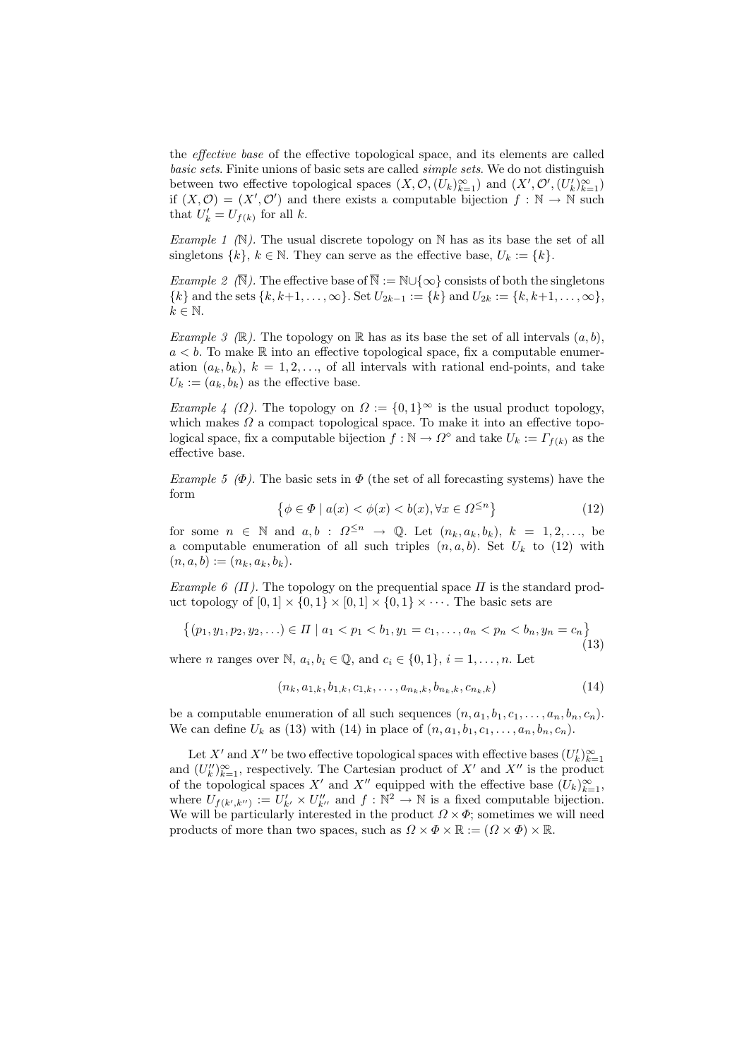the *effective base* of the effective topological space, and its elements are called *basic sets*. Finite unions of basic sets are called *simple sets*. We do not distinguish between two effective topological spaces $(X, \mathcal{O}, (U_k)_{k=1}^\infty)$ and $(X', \mathcal{O}', (U'_k)_{k=1}^\infty)$ if $(X, \mathcal{O}) = (X', \mathcal{O}')$ and there exists a computable bijection $f : \mathbb{N} \to \mathbb{N}$ such that $U'_k = U_{f(k)}$ for all $k$.

*Example 1 ($\mathbb{N}$).* The usual discrete topology on $\mathbb{N}$ has as its base the set of all singletons $\{k\}$, $k \in \mathbb{N}$. They can serve as the effective base, $U_k := \{k\}$.

*Example 2 ($\overline{\mathbb{N}}$).* The effective base of $\overline{\mathbb{N}} := \mathbb{N} \cup \{\infty\}$ consists of both the singletons $\{k\}$ and the sets $\{k, k+1, \ldots, \infty\}$. Set $U_{2k-1} := \{k\}$ and $U_{2k} := \{k, k+1, \ldots, \infty\}$, $k \in \mathbb{N}$.

*Example 3 ($\mathbb{R}$).* The topology on $\mathbb{R}$ has as its base the set of all intervals $(a, b)$, $a < b$. To make $\mathbb{R}$ into an effective topological space, fix a computable enumeration $(a_k, b_k)$, $k = 1, 2, \ldots$, of all intervals with rational end-points, and take $U_k := (a_k, b_k)$ as the effective base.

*Example 4 ($\Omega$).* The topology on $\Omega := \{0,1\}^\infty$ is the usual product topology, which makes $\Omega$ a compact topological space. To make it into an effective topological space, fix a computable bijection $f : \mathbb{N} \to \Omega^\diamond$ and take $U_k := \Gamma_{f(k)}$ as the effective base.

*Example 5 ($\Phi$).* The basic sets in $\Phi$ (the set of all forecasting systems) have the form

$$\left\{\phi \in \Phi \mid a(x) < \phi(x) < b(x), \forall x \in \Omega^{\leq n}\right\} \tag{12}$$

for some $n \in \mathbb{N}$ and $a, b : \Omega^{\leq n} \to \mathbb{Q}$. Let $(n_k, a_k, b_k)$, $k = 1, 2, \ldots$, be a computable enumeration of all such triples $(n, a, b)$. Set $U_k$ to (12) with $(n, a, b) := (n_k, a_k, b_k)$.

*Example 6 ($\Pi$).* The topology on the prequential space $\Pi$ is the standard product topology of $[0,1] \times \{0,1\} \times [0,1] \times \{0,1\} \times \cdots$. The basic sets are

$$\left\{(p_1, y_1, p_2, y_2, \ldots) \in \Pi \mid a_1 < p_1 < b_1, y_1 = c_1, \ldots, a_n < p_n < b_n, y_n = c_n\right\} \tag{13}$$

where $n$ ranges over $\mathbb{N}$, $a_i, b_i \in \mathbb{Q}$, and $c_i \in \{0,1\}$, $i = 1, \ldots, n$. Let

$$(n_k, a_{1,k}, b_{1,k}, c_{1,k}, \ldots, a_{n_k,k}, b_{n_k,k}, c_{n_k,k}) \tag{14}$$

be a computable enumeration of all such sequences $(n, a_1, b_1, c_1, \ldots, a_n, b_n, c_n)$. We can define $U_k$ as (13) with (14) in place of $(n, a_1, b_1, c_1, \ldots, a_n, b_n, c_n)$.

Let $X'$ and $X''$ be two effective topological spaces with effective bases $(U'_k)_{k=1}^\infty$ and $(U''_k)_{k=1}^\infty$, respectively. The Cartesian product of $X'$ and $X''$ is the product of the topological spaces $X'$ and $X''$ equipped with the effective base $(U_k)_{k=1}^\infty$, where $U_{f(k',k'')} := U'_{k'} \times U''_{k''}$ and $f : \mathbb{N}^2 \to \mathbb{N}$ is a fixed computable bijection. We will be particularly interested in the product $\Omega \times \Phi$; sometimes we will need products of more than two spaces, such as $\Omega \times \Phi \times \mathbb{R} := (\Omega \times \Phi) \times \mathbb{R}$.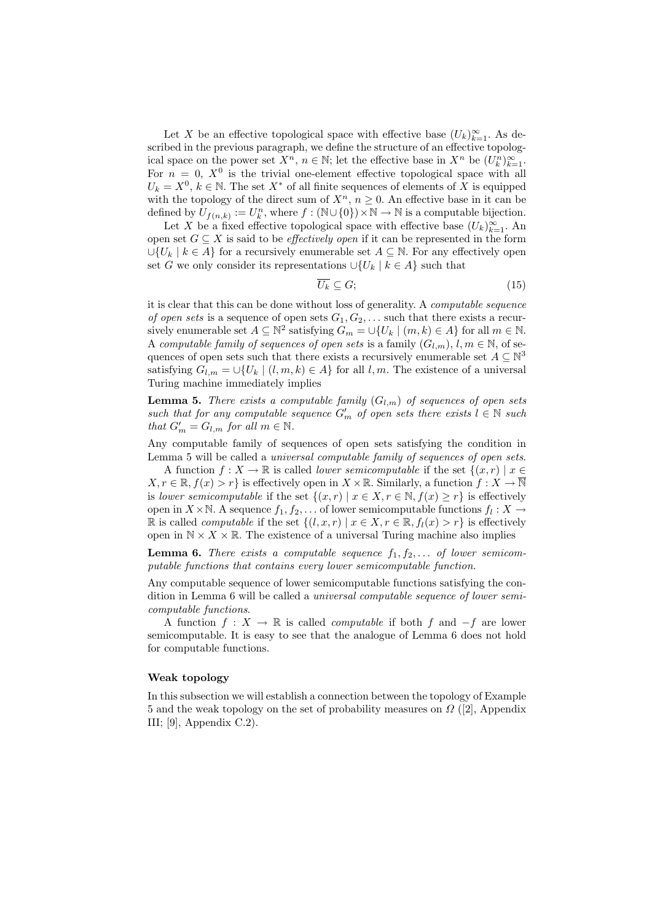Let $X$ be an effective topological space with effective base $(U_k)_{k=1}^{\infty}$. As described in the previous paragraph, we define the structure of an effective topological space on the power set $X^n$, $n \in \mathbb{N}$; let the effective base in $X^n$ be $(U_k^n)_{k=1}^{\infty}$. For $n = 0$, $X^0$ is the trivial one-element effective topological space with all $U_k = X^0$, $k \in \mathbb{N}$. The set $X^*$ of all finite sequences of elements of $X$ is equipped with the topology of the direct sum of $X^n$, $n \geq 0$. An effective base in it can be defined by $U_{f(n,k)} := U_k^n$, where $f : (\mathbb{N} \cup \{0\}) \times \mathbb{N} \to \mathbb{N}$ is a computable bijection.

Let $X$ be a fixed effective topological space with effective base $(U_k)_{k=1}^{\infty}$. An open set $G \subseteq X$ is said to be *effectively open* if it can be represented in the form $\cup\{U_k \mid k \in A\}$ for a recursively enumerable set $A \subseteq \mathbb{N}$. For any effectively open set $G$ we only consider its representations $\cup\{U_k \mid k \in A\}$ such that

$$\overline{U_k} \subseteq G; \tag{15}$$

it is clear that this can be done without loss of generality. A *computable sequence of open sets* is a sequence of open sets $G_1, G_2, \ldots$ such that there exists a recursively enumerable set $A \subseteq \mathbb{N}^2$ satisfying $G_m = \cup\{U_k \mid (m,k) \in A\}$ for all $m \in \mathbb{N}$. A *computable family of sequences of open sets* is a family $(G_{l,m})$, $l, m \in \mathbb{N}$, of sequences of open sets such that there exists a recursively enumerable set $A \subseteq \mathbb{N}^3$ satisfying $G_{l,m} = \cup\{U_k \mid (l,m,k) \in A\}$ for all $l, m$. The existence of a universal Turing machine immediately implies

**Lemma 5.** *There exists a computable family $(G_{l,m})$ of sequences of open sets such that for any computable sequence $G'_m$ of open sets there exists $l \in \mathbb{N}$ such that $G'_m = G_{l,m}$ for all $m \in \mathbb{N}$.*

Any computable family of sequences of open sets satisfying the condition in Lemma 5 will be called a *universal computable family of sequences of open sets*.

A function $f : X \to \mathbb{R}$ is called *lower semicomputable* if the set $\{(x,r) \mid x \in X, r \in \mathbb{R}, f(x) > r\}$ is effectively open in $X \times \mathbb{R}$. Similarly, a function $f : X \to \overline{\mathbb{N}}$ is *lower semicomputable* if the set $\{(x,r) \mid x \in X, r \in \mathbb{N}, f(x) \geq r\}$ is effectively open in $X \times \mathbb{N}$. A sequence $f_1, f_2, \ldots$ of lower semicomputable functions $f_l : X \to \mathbb{R}$ is called *computable* if the set $\{(l,x,r) \mid x \in X, r \in \mathbb{R}, f_l(x) > r\}$ is effectively open in $\mathbb{N} \times X \times \mathbb{R}$. The existence of a universal Turing machine also implies

**Lemma 6.** *There exists a computable sequence $f_1, f_2, \ldots$ of lower semicomputable functions that contains every lower semicomputable function.*

Any computable sequence of lower semicomputable functions satisfying the condition in Lemma 6 will be called a *universal computable sequence of lower semicomputable functions*.

A function $f : X \to \mathbb{R}$ is called *computable* if both $f$ and $-f$ are lower semicomputable. It is easy to see that the analogue of Lemma 6 does not hold for computable functions.

### Weak topology

In this subsection we will establish a connection between the topology of Example 5 and the weak topology on the set of probability measures on $\Omega$ ([2], Appendix III; [9], Appendix C.2).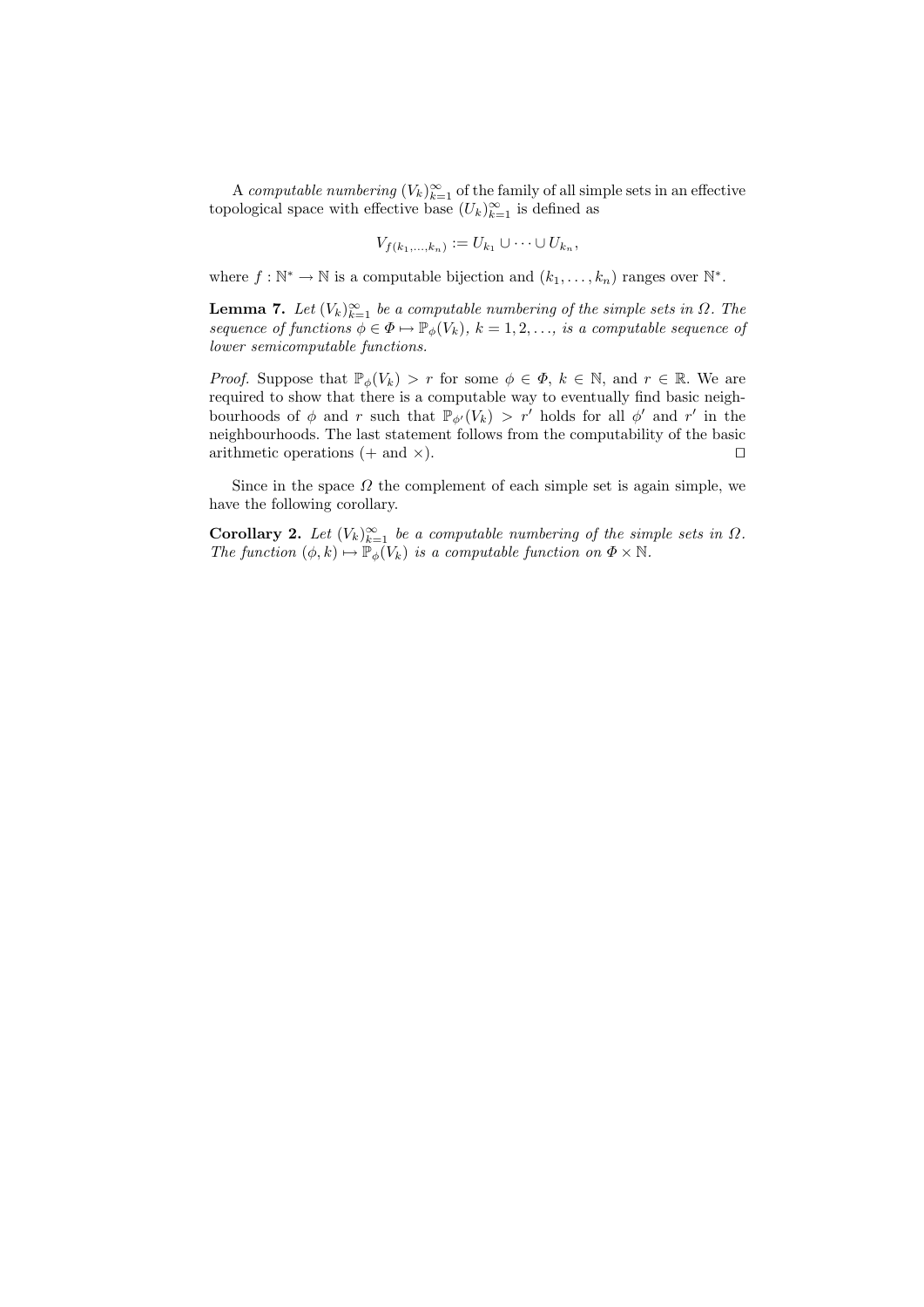A *computable numbering* $(V_k)_{k=1}^{\infty}$ of the family of all simple sets in an effective topological space with effective base $(U_k)_{k=1}^{\infty}$ is defined as

$$V_{f(k_1,\ldots,k_n)} := U_{k_1} \cup \cdots \cup U_{k_n},$$

where $f : \mathbb{N}^* \to \mathbb{N}$ is a computable bijection and $(k_1, \ldots, k_n)$ ranges over $\mathbb{N}^*$.

**Lemma 7.** *Let $(V_k)_{k=1}^{\infty}$ be a computable numbering of the simple sets in $\Omega$. The sequence of functions $\phi \in \Phi \mapsto \mathbb{P}_\phi(V_k)$, $k = 1, 2, \ldots$, is a computable sequence of lower semicomputable functions.*

*Proof.* Suppose that $\mathbb{P}_\phi(V_k) > r$ for some $\phi \in \Phi$, $k \in \mathbb{N}$, and $r \in \mathbb{R}$. We are required to show that there is a computable way to eventually find basic neighbourhoods of $\phi$ and $r$ such that $\mathbb{P}_{\phi'}(V_k) > r'$ holds for all $\phi'$ and $r'$ in the neighbourhoods. The last statement follows from the computability of the basic arithmetic operations ($+$ and $\times$). □

Since in the space $\Omega$ the complement of each simple set is again simple, we have the following corollary.

**Corollary 2.** *Let $(V_k)_{k=1}^{\infty}$ be a computable numbering of the simple sets in $\Omega$. The function $(\phi, k) \mapsto \mathbb{P}_\phi(V_k)$ is a computable function on $\Phi \times \mathbb{N}$.*